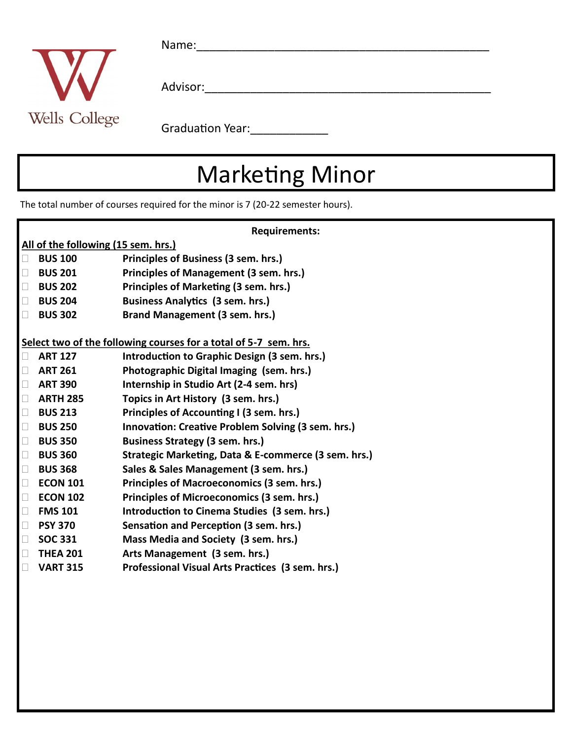Wells College

Name:\_\_\_\_\_\_\_\_\_\_\_\_\_\_\_\_\_\_\_\_\_\_\_\_\_\_\_\_\_\_\_\_\_\_\_\_\_\_\_\_\_\_\_\_

Advisor:\_\_\_\_\_\_\_\_\_\_\_\_\_\_\_\_\_\_\_\_\_\_\_\_\_\_\_\_\_\_\_\_\_\_\_\_\_\_\_\_\_\_\_

Graduation Year:\_\_\_\_\_\_\_\_\_\_\_\_

# Marketing Minor

The total number of courses required for the minor is 7 (20-22 semester hours).

**Requirements:**

**All of the following (15 sem. hrs.)**

- ☐ **BUS 100** **Principles of Business (3 sem. hrs.)**
- ☐ **BUS 201** **Principles of Management (3 sem. hrs.)**
- ☐ **BUS 202** **Principles of Marketing (3 sem. hrs.)**
- ☐ **BUS 204** **Business Analytics (3 sem. hrs.)**
- ☐ **BUS 302** **Brand Management (3 sem. hrs.)**

**Select two of the following courses for a total of 5-7 sem. hrs.**

- ☐ **ART 127** **Introduction to Graphic Design (3 sem. hrs.)**
- ☐ **ART 261** **Photographic Digital Imaging (sem. hrs.)**
- ☐ **ART 390** **Internship in Studio Art (2-4 sem. hrs)**
- ☐ **ARTH 285** **Topics in Art History (3 sem. hrs.)**
- ☐ **BUS 213** **Principles of Accounting I (3 sem. hrs.)**
- ☐ **BUS 250** **Innovation: Creative Problem Solving (3 sem. hrs.)**
- ☐ **BUS 350** **Business Strategy (3 sem. hrs.)**
- ☐ **BUS 360** **Strategic Marketing, Data & E-commerce (3 sem. hrs.)**
- ☐ **BUS 368** **Sales & Sales Management (3 sem. hrs.)**
- ☐ **ECON 101** **Principles of Macroeconomics (3 sem. hrs.)**
- ☐ **ECON 102** **Principles of Microeconomics (3 sem. hrs.)**
- ☐ **FMS 101** **Introduction to Cinema Studies (3 sem. hrs.)**
- ☐ **PSY 370** **Sensation and Perception (3 sem. hrs.)**
- ☐ **SOC 331** **Mass Media and Society (3 sem. hrs.)**
- ☐ **THEA 201** **Arts Management (3 sem. hrs.)**
- ☐ **VART 315** **Professional Visual Arts Practices (3 sem. hrs.)**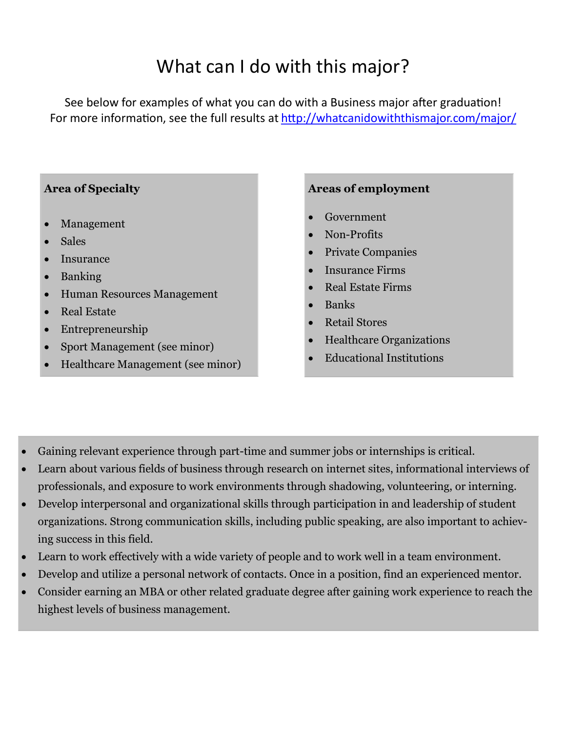# What can I do with this major?

See below for examples of what you can do with a Business major after graduation!
For more information, see the full results at [http://whatcanidowiththismajor.com/major/](http://whatcanidowiththismajor.com/major/)

**Area of Specialty**

- Management
- Sales
- Insurance
- Banking
- Human Resources Management
- Real Estate
- Entrepreneurship
- Sport Management (see minor)
- Healthcare Management (see minor)

**Areas of employment**

- Government
- Non-Profits
- Private Companies
- Insurance Firms
- Real Estate Firms
- Banks
- Retail Stores
- Healthcare Organizations
- Educational Institutions

- Gaining relevant experience through part-time and summer jobs or internships is critical.
- Learn about various fields of business through research on internet sites, informational interviews of professionals, and exposure to work environments through shadowing, volunteering, or interning.
- Develop interpersonal and organizational skills through participation in and leadership of student organizations. Strong communication skills, including public speaking, are also important to achieving success in this field.
- Learn to work effectively with a wide variety of people and to work well in a team environment.
- Develop and utilize a personal network of contacts. Once in a position, find an experienced mentor.
- Consider earning an MBA or other related graduate degree after gaining work experience to reach the highest levels of business management.